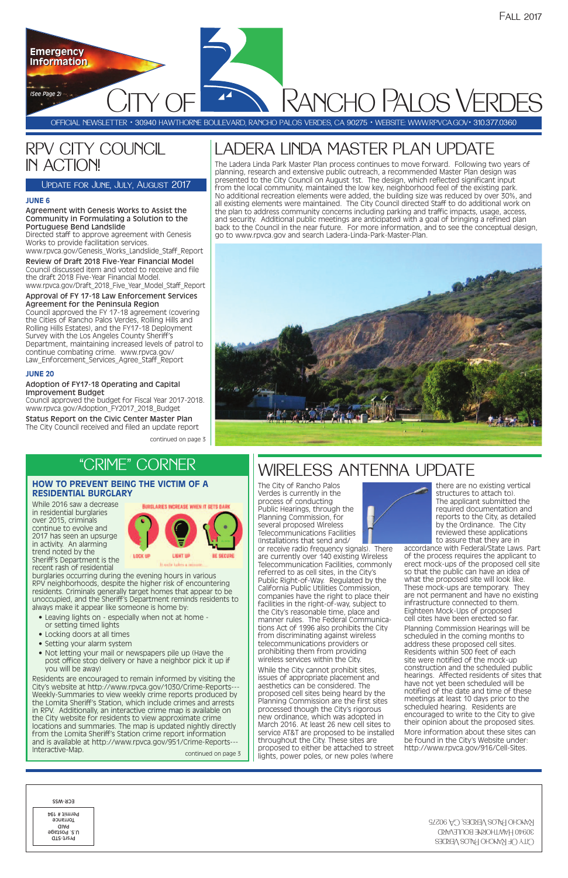Fall 2017

Emergency Information

(See Page 2)

# City of Rancho Palos Verdes

OFFICIAL NEWSLETTER • 30940 HAWTHORNE BOULEVARD, RANCHO PALOS VERDES, CA 90275 • WEBSITE: WWW.RPVCA.GOV • 310.377.0360

## RPV City Council In Action!

### Update for June, July, August 2017

**JUNE 6**

**Agreement with Genesis Works to Assist the Community in Formulating a Solution to the Portuguese Bend Landslide**
Directed staff to approve agreement with Genesis Works to provide facilitation services.
www.rpvca.gov/Genesis_Works_Landslide_Staff_Report

**Review of Draft 2018 Five-Year Financial Model**
Council discussed item and voted to receive and file the draft 2018 Five-Year Financial Model.
www.rpvca.gov/Draft_2018_Five_Year_Model_Staff_Report

**Approval of FY 17-18 Law Enforcement Services Agreement for the Peninsula Region**
Council approved the FY 17-18 agreement (covering the Cities of Rancho Palos Verdes, Rolling Hills and Rolling Hills Estates), and the FY17-18 Deployment Survey with the Los Angeles County Sheriff's Department, maintaining increased levels of patrol to continue combating crime. www.rpvca.gov/Law_Enforcement_Services_Agree_Staff_Report

**JUNE 20**

**Adoption of FY17-18 Operating and Capital Improvement Budget**
Council approved the budget for Fiscal Year 2017-2018.
www.rpvca.gov/Adoption_FY2017_2018_Budget

**Status Report on the Civic Center Master Plan**
The City Council received and filed an update report

continued on page 3

## Ladera Linda Master Plan Update

The Ladera Linda Park Master Plan process continues to move forward. Following two years of planning, research and extensive public outreach, a recommended Master Plan design was presented to the City Council on August 1st. The design, which reflected significant input from the local community, maintained the low key, neighborhood feel of the existing park. No additional recreation elements were added, the building size was reduced by over 30%, and all existing elements were maintained. The City Council directed Staff to do additional work on the plan to address community concerns including parking and traffic impacts, usage, access, and security. Additional public meetings are anticipated with a goal of bringing a refined plan back to the Council in the near future. For more information, and to see the conceptual design, go to www.rpvca.gov and search Ladera-Linda-Park-Master-Plan.

## "Crime" Corner

### How to Prevent Being the Victim of a Residential Burglary

BURGLARIES INCREASE WHEN IT GETS DARK — LOCK UP — LIGHT UP — BE SECURE — It only takes a minute...

While 2016 saw a decrease in residential burglaries over 2015, criminals continue to evolve and 2017 has seen an upsurge in activity. An alarming trend noted by the Sheriff's Department is the recent rash of residential burglaries occurring during the evening hours in various RPV neighborhoods, despite the higher risk of encountering residents. Criminals generally target homes that appear to be unoccupied, and the Sheriff's Department reminds residents to always make it appear like someone is home by:

- Leaving lights on - especially when not at home - or setting timed lights
- Locking doors at all times
- Setting your alarm system
- Not letting your mail or newspapers pile up (Have the post office stop delivery or have a neighbor pick it up if you will be away)

Residents are encouraged to remain informed by visiting the City's website at http://www.rpvca.gov/1030/Crime-Reports---Weekly-Summaries to view weekly crime reports produced by the Lomita Sheriff's Station, which include crimes and arrests in RPV. Additionally, an interactive crime map is available on the City website for residents to view approximate crime locations and summaries. The map is updated nightly directly from the Lomita Sheriff's Station crime report information and is available at http://www.rpvca.gov/951/Crime-Reports---Interactive-Map.

continued on page 3

## Wireless Antenna Update

The City of Rancho Palos Verdes is currently in the process of conducting Public Hearings, through the Planning Commission, for several proposed Wireless Telecommunications Facilities (installations that send and/or receive radio frequency signals). There are currently over 140 existing Wireless Telecommunication Facilities, commonly referred to as cell sites, in the City's Public Right-of-Way. Regulated by the California Public Utilities Commission, companies have the right to place their facilities in the right-of-way, subject to the City's reasonable time, place and manner rules. The Federal Communications Act of 1996 also prohibits the City from discriminating against wireless telecommunications providers or prohibiting them from providing wireless services within the City.

While the City cannot prohibit sites, issues of appropriate placement and aesthetics can be considered. The proposed cell sites being heard by the Planning Commission are the first sites processed though the City's rigorous new ordinance, which was adopted in March 2016. At least 26 new cell sites to service AT&T are proposed to be installed throughout the City. These sites are proposed to either be attached to street lights, power poles, or new poles (where there are no existing vertical structures to attach to). The applicant submitted the required documentation and reports to the City, as detailed by the Ordinance. The City reviewed these applications to assure that they are in accordance with Federal/State Laws. Part of the process requires the applicant to erect mock-ups of the proposed cell site so that the public can have an idea of what the proposed site will look like. These mock-ups are temporary. They are not permanent and have no existing infrastructure connected to them. Eighteen Mock-Ups of proposed cell cites have been erected so far.

Planning Commission Hearings will be scheduled in the coming months to address these proposed cell sites. Residents within 500 feet of each site were notified of the mock-up construction and the scheduled public hearings. Affected residents of sites that have not yet been scheduled will be notified of the date and time of these meetings at least 10 days prior to the scheduled hearing. Residents are encouraged to write to the City to give their opinion about the proposed sites.

More information about these sites can be found in the City's Website under: http://www.rpvca.gov/916/Cell-Sites.

City of Rancho Palos Verdes
30940 Hawthorne Boulevard
Rancho Palos Verdes, CA 90275

Prsrt-STD
U.S. Postage
PAID
Torrance
Permit # 194

ECR-WSS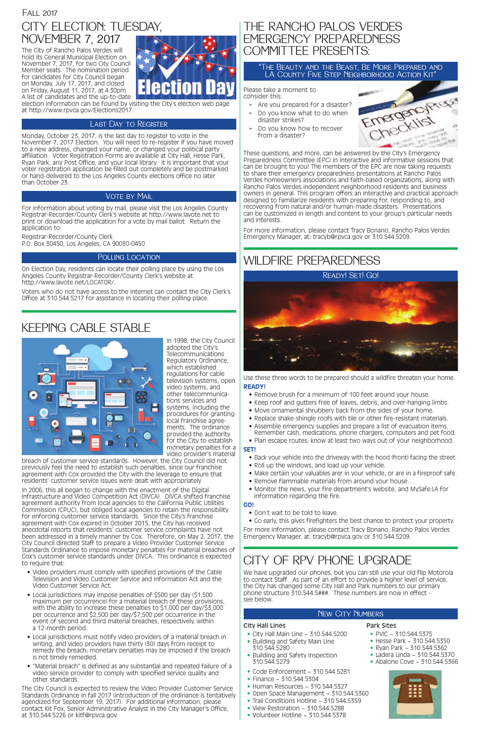FALL 2017

# CITY ELECTION: TUESDAY, NOVEMBER 7, 2017

The City of Rancho Palos Verdes will hold its General Municipal Election on November 7, 2017, for two City Council Member seats. The nomination period for candidates for City Council began on Monday, July 17, 2017, and closed on Friday, August 11, 2017, at 4:30pm. A list of candidates and the up-to-date election information can be found by visiting the City's election web page at http://www.rpvca.gov/Elections2017.

## LAST DAY TO REGISTER

Monday, October 23, 2017, is the last day to register to vote in the November 7, 2017 Election. You will need to re-register if you have moved to a new address, changed your name, or changed your political party affiliation. Voter Registration Forms are available at City Hall, Hesse Park, Ryan Park, any Post Office, and your local library. It is important that your voter registration application be filled out completely and be postmarked or hand-delivered to the Los Angeles County elections office no later than October 23.

## VOTE BY MAIL

For information about voting by mail, please visit the Los Angeles County Registrar-Recorder/County Clerk's website at http://www.lavote.net to print or download the application for a vote by mail ballot. Return the application to:

Registrar-Recorder/County Clerk
P.O. Box 30450, Los Angeles, CA 90030-0450

## POLLING LOCATION

On Election Day, residents can locate their polling place by using the Los Angeles County Registrar-Recorder/County Clerk's website at http://www.lavote.net/LOCATOR/.

Voters who do not have access to the internet can contact the City Clerk's Office at 310.544.5217 for assistance in locating their polling place.

# KEEPING CABLE STABLE

In 1998, the City Council adopted the City's Telecommunications Regulatory Ordinance, which established regulations for cable television systems, open video systems, and other telecommunications services and systems, including the procedures for granting local franchise agreements. The ordinance provided the authority for the City to establish monetary penalties for a video provider's material breach of customer service standards. However, the City Council did not previously feel the need to establish such penalties, since our franchise agreement with Cox provided the City with the leverage to ensure that residents' customer service issues were dealt with appropriately.

In 2006, this all began to change with the enactment of the Digital Infrastructure and Video Competition Act (DIVCA). DIVCA shifted franchise agreement authority from local agencies to the California Public Utilities Commission (CPUC), but obliged local agencies to retain the responsibility for enforcing customer service standards. Since the City's franchise agreement with Cox expired in October 2015, the City has received anecdotal reports that residents' customer service complaints have not been addressed in a timely manner by Cox. Therefore, on May 2, 2017, the City Council directed Staff to prepare a Video Provider Customer Service Standards Ordinance to impose monetary penalties for material breaches of Cox's customer service standards under DIVCA. This ordinance is expected to require that:

- Video providers must comply with specified provisions of the Cable Television and Video Customer Service and Information Act and the Video Customer Service Act.
- Local jurisdictions may impose penalties of $500 per day ($1,500 maximum per occurrence) for a material breach of these provisions, with the ability to increase these penalties to $1,000 per day/$3,000 per occurrence and $2,500 per day/$7,500 per occurrence in the event of second and third material breaches, respectively, within a 12-month period.
- Local jurisdictions must notify video providers of a material breach in writing, and video providers have thirty (30) days from receipt to remedy the breach; monetary penalties may be imposed if the breach is not timely remedied.
- "Material breach" is defined as any substantial and repeated failure of a video service provider to comply with specified service quality and other standards.

The City Council is expected to review the Video Provider Customer Service Standards Ordinance in fall 2017 (introduction of the ordinance is tentatively agendized for September 19, 2017). For additional information, please contact Kit Fox, Senior Administrative Analyst in the City Manager's Office, at 310.544.5226 or kitf@rpvca.gov.

# THE RANCHO PALOS VERDES EMERGENCY PREPAREDNESS COMMITTEE PRESENTS:

## "THE BEAUTY AND THE BEAST, BE MORE PREPARED AND LA COUNTY FIVE STEP NEIGHBORHOOD ACTION KIT"

Please take a moment to consider this:

- Are you prepared for a disaster?
- Do you know what to do when disaster strikes?
- Do you know how to recover from a disaster?

These questions, and more, can be answered by the City's Emergency Preparedness Committee (EPC) in interactive and informative sessions that can be brought to you! The members of the EPC are now taking requests to share their emergency preparedness presentations at Rancho Palos Verdes homeowners associations and faith-based organizations, along with Rancho Palos Verdes independent neighborhood residents and business owners in general. This program offers an interactive and practical approach designed to familiarize residents with preparing for, responding to, and recovering from natural and/or human-made disasters. Presentations can be customized in length and content to your group's particular needs and interests.

For more information, please contact Tracy Bonano, Rancho Palos Verdes Emergency Manager, at: tracyb@rpvca.gov or 310.544.5209.

# WILDFIRE PREPAREDNESS

## READY! SET! GO!

Use these three words to be prepared should a wildfire threaten your home.

**READY!**

- Remove brush for a minimum of 100 feet around your house.
- Keep roof and gutters free of leaves, debris, and over-hanging limbs.
- Move ornamental shrubbery back from the sides of your home.
- Replace shake-shingle roofs with tile or other fire-resistant materials.
- Assemble emergency supplies and prepare a list of evacuation items. Remember cash, medications, phone chargers, computers and pet food.
- Plan escape routes; know at least two ways out of your neighborhood.

**SET!**

- Back your vehicle into the driveway with the hood (front) facing the street.
- Roll up the windows, and load up your vehicle.
- Make certain your valuables arer in your vehicle, or are in a fireproof safe.
- Remove flammable materials from around your house.
- Monitor the news, your fire department's website, and MySafe:LA for information regarding the fire.

**GO!**

- Don't wait to be told to leave.
- Go early, this gives firefighters the best chance to protect your property.

For more information, please contact Tracy Bonano, Rancho Palos Verdes Emergency Manager, at: tracyb@rpvca.gov or 310.544.5209.

# CITY OF RPV PHONE UPGRADE

We have upgraded our phones, but you can still use your old flip Motorola to contact Staff. As part of an effort to provide a higher level of service, the City has changed some City Hall and Park numbers to our primary phone structure 310.544.5###. These numbers are now in effect - see below.

## NEW CITY NUMBERS

**City Hall Lines**

- City Hall Main Line ~ 310.544.5200
- Building and Safety Main Line 310.544.5280
- Building and Safety Inspection 310.544.5279
- Code Enforcement ~ 310.544.5281
- Finance ~ 310.544.5304
- Human Resources ~ 310.544.5327
- Open Space Management ~ 310.544.5360
- Trail Conditions Hotline ~ 310.544.5359
- View Restoration ~ 310.544.5288
- Volunteer Hotline ~ 310.544.5378

**Park Sites**

- PVIC ~ 310.544.5375
- Hesse Park ~ 310.544.5350
- Ryan Park ~ 310.544.5362
- Ladera Linda ~ 310.544.5370
- Abalone Cove ~ 310.544.5366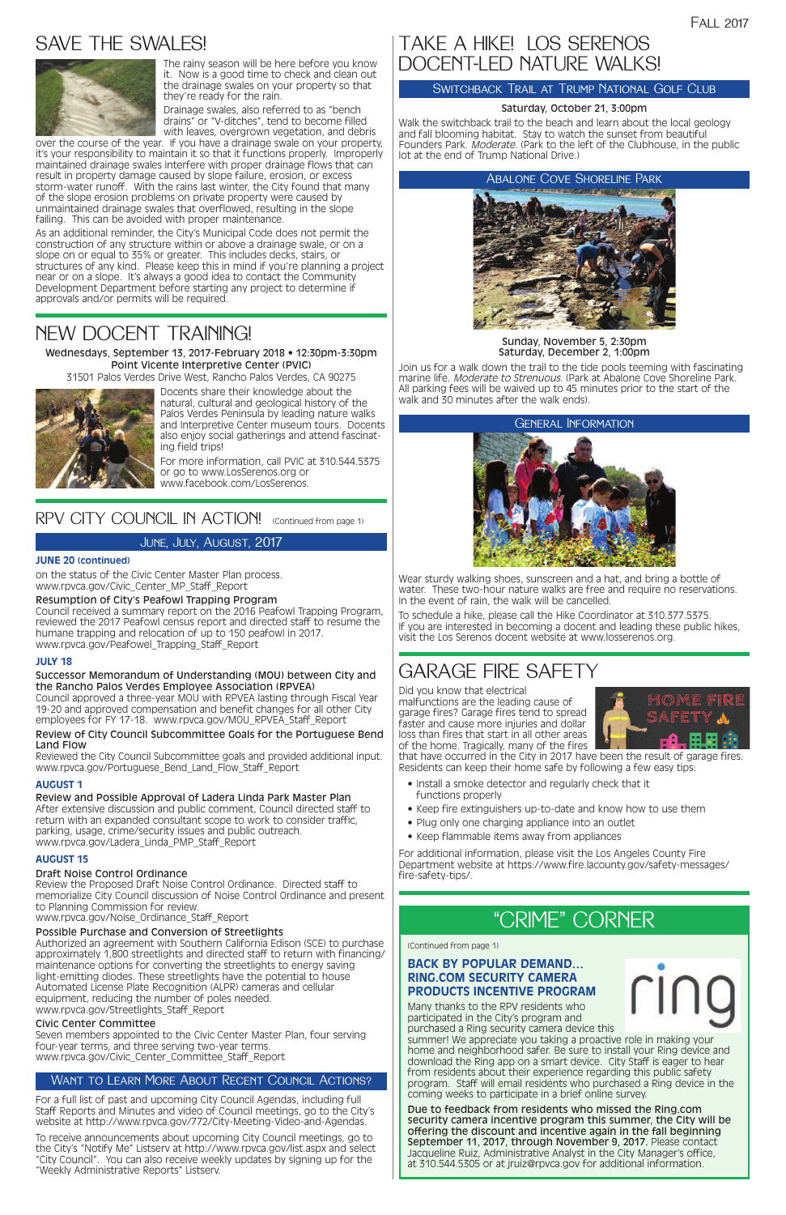# SAVE THE SWALES!

The rainy season will be here before you know it. Now is a good time to check and clean out the drainage swales on your property so that they're ready for the rain.

Drainage swales, also referred to as "bench drains" or "V-ditches", tend to become filled with leaves, overgrown vegetation, and debris over the course of the year. If you have a drainage swale on your property, it's your responsibility to maintain it so that it functions properly. Improperly maintained drainage swales interfere with proper drainage flows that can result in property damage caused by slope failure, erosion, or excess storm-water runoff. With the rains last winter, the City found that many of the slope erosion problems on private property were caused by unmaintained drainage swales that overflowed, resulting in the slope failing. This can be avoided with proper maintenance.

As an additional reminder, the City's Municipal Code does not permit the construction of any structure within or above a drainage swale, or on a slope on or equal to 35% or greater. This includes decks, stairs, or structures of any kind. Please keep this in mind if you're planning a project near or on a slope. It's always a good idea to contact the Community Development Department before starting any project to determine if approvals and/or permits will be required.

# NEW DOCENT TRAINING!

**Wednesdays, September 13, 2017-February 2018 • 12:30pm-3:30pm**
**Point Vicente Interpretive Center (PVIC)**
31501 Palos Verdes Drive West, Rancho Palos Verdes, CA 90275

Docents share their knowledge about the natural, cultural and geological history of the Palos Verdes Peninsula by leading nature walks and Interpretive Center museum tours. Docents also enjoy social gatherings and attend fascinating field trips!

For more information, call PVIC at 310.544.5375 or go to www.LosSerenos.org or www.facebook.com/LosSerenos.

# RPV CITY COUNCIL IN ACTION! (Continued from page 1)

## June, July, August, 2017

### JUNE 20 (continued)

on the status of the Civic Center Master Plan process.
www.rpvca.gov/Civic_Center_MP_Staff_Report

**Resumption of City's Peafowl Trapping Program**
Council received a summary report on the 2016 Peafowl Trapping Program, reviewed the 2017 Peafowl census report and directed staff to resume the humane trapping and relocation of up to 150 peafowl in 2017.
www.rpvca.gov/Peafowel_Trapping_Staff_Report

### JULY 18

**Successor Memorandum of Understanding (MOU) between City and the Rancho Palos Verdes Employee Association (RPVEA)**
Council approved a three-year MOU with RPVEA lasting through Fiscal Year 19-20 and approved compensation and benefit changes for all other City employees for FY 17-18. www.rpvca.gov/MOU_RPVEA_Staff_Report

**Review of City Council Subcommittee Goals for the Portuguese Bend Land Flow**
Reviewed the City Council Subcommittee goals and provided additional input.
www.rpvca.gov/Portuguese_Bend_Land_Flow_Staff_Report

### AUGUST 1

**Review and Possible Approval of Ladera Linda Park Master Plan**
After extensive discussion and public comment, Council directed staff to return with an expanded consultant scope to work to consider traffic, parking, usage, crime/security issues and public outreach.
www.rpvca.gov/Ladera_Linda_PMP_Staff_Report

### AUGUST 15

**Draft Noise Control Ordinance**
Review the Proposed Draft Noise Control Ordinance. Directed staff to memorialize City Council discussion of Noise Control Ordinance and present to Planning Commission for review.
www.rpvca.gov/Noise_Ordinance_Staff_Report

**Possible Purchase and Conversion of Streetlights**
Authorized an agreement with Southern California Edison (SCE) to purchase approximately 1,800 streetlights and directed staff to return with financing/maintenance options for converting the streetlights to energy saving light-emitting diodes. These streetlights have the potential to house Automated License Plate Recognition (ALPR) cameras and cellular equipment, reducing the number of poles needed.
www.rpvca.gov/Streetlights_Staff_Report

**Civic Center Committee**
Seven members appointed to the Civic Center Master Plan, four serving four-year terms, and three serving two-year terms.
www.rpvca.gov/Civic_Center_Committee_Staff_Report

## Want to Learn More About Recent Council Actions?

For a full list of past and upcoming City Council Agendas, including full Staff Reports and Minutes and video of Council meetings, go to the City's website at http://www.rpvca.gov/772/City-Meeting-Video-and-Agendas.

To receive announcements about upcoming City Council meetings, go to the City's "Notify Me" Listserv at http://www.rpvca.gov/list.aspx and select "City Council". You can also receive weekly updates by signing up for the "Weekly Administrative Reports" Listserv.

# TAKE A HIKE! LOS SERENOS DOCENT-LED NATURE WALKS!

## Switchback Trail at Trump National Golf Club

**Saturday, October 21, 3:00pm**

Walk the switchback trail to the beach and learn about the local geology and fall blooming habitat. Stay to watch the sunset from beautiful Founders Park. *Moderate*. (Park to the left of the Clubhouse, in the public lot at the end of Trump National Drive.)

## Abalone Cove Shoreline Park

**Sunday, November 5, 2:30pm**
**Saturday, December 2, 1:00pm**

Join us for a walk down the trail to the tide pools teeming with fascinating marine life. *Moderate to Strenuous*. (Park at Abalone Cove Shoreline Park. All parking fees will be waived up to 45 minutes prior to the start of the walk and 30 minutes after the walk ends).

## General Information

Wear sturdy walking shoes, sunscreen and a hat, and bring a bottle of water. These two-hour nature walks are free and require no reservations. In the event of rain, the walk will be cancelled.

To schedule a hike, please call the Hike Coordinator at 310.377.5375.
If you are interested in becoming a docent and leading these public hikes, visit the Los Serenos docent website at www.losserenos.org.

# GARAGE FIRE SAFETY

Did you know that electrical malfunctions are the leading cause of garage fires? Garage fires tend to spread faster and cause more injuries and dollar loss than fires that start in all other areas of the home. Tragically, many of the fires that have occurred in the City in 2017 have been the result of garage fires. Residents can keep their home safe by following a few easy tips:

- Install a smoke detector and regularly check that it functions properly
- Keep fire extinguishers up-to-date and know how to use them
- Plug only one charging appliance into an outlet
- Keep flammable items away from appliances

For additional information, please visit the Los Angeles County Fire Department website at https://www.fire.lacounty.gov/safety-messages/fire-safety-tips/.

# "CRIME" CORNER

(Continued from page 1)

### BACK BY POPULAR DEMAND… RING.COM SECURITY CAMERA PRODUCTS INCENTIVE PROGRAM

Many thanks to the RPV residents who participated in the City's program and purchased a Ring security camera device this summer! We appreciate you taking a proactive role in making your home and neighborhood safer. Be sure to install your Ring device and download the Ring app on a smart device. City Staff is eager to hear from residents about their experience regarding this public safety program. Staff will email residents who purchased a Ring device in the coming weeks to participate in a brief online survey.

**Due to feedback from residents who missed the Ring.com security camera incentive program this summer, the City will be offering the discount and incentive again in the fall beginning September 11, 2017, through November 9, 2017.** Please contact Jacqueline Ruiz, Administrative Analyst in the City Manager's office, at 310.544.5305 or at jruiz@rpvca.gov for additional information.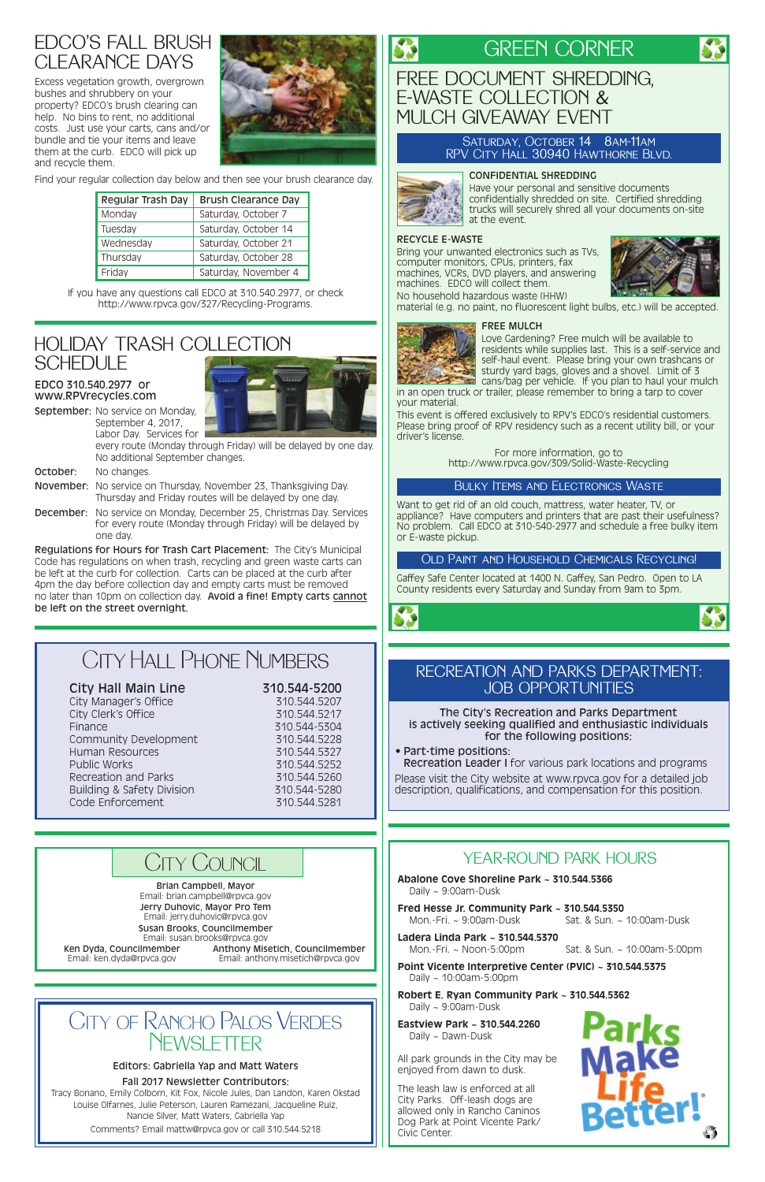# EDCO'S FALL BRUSH CLEARANCE DAYS

Excess vegetation growth, overgrown bushes and shrubbery on your property? EDCO's brush clearing can help. No bins to rent, no additional costs. Just use your carts, cans and/or bundle and tie your items and leave them at the curb. EDCO will pick up and recycle them.

Find your regular collection day below and then see your brush clearance day.

| Regular Trash Day | Brush Clearance Day |
|---|---|
| Monday | Saturday, October 7 |
| Tuesday | Saturday, October 14 |
| Wednesday | Saturday, October 21 |
| Thursday | Saturday, October 28 |
| Friday | Saturday, November 4 |

If you have any questions call EDCO at 310.540.2977, or check http://www.rpvca.gov/327/Recycling-Programs.

# HOLIDAY TRASH COLLECTION SCHEDULE

**EDCO 310.540.2977 or www.RPVrecycles.com**

**September:** No service on Monday, September 4, 2017, Labor Day. Services for every route (Monday through Friday) will be delayed by one day. No additional September changes.

**October:** No changes.

**November:** No service on Thursday, November 23, Thanksgiving Day. Thursday and Friday routes will be delayed by one day.

**December:** No service on Monday, December 25, Christmas Day. Services for every route (Monday through Friday) will be delayed by one day.

**Regulations for Hours for Trash Cart Placement:** The City's Municipal Code has regulations on when trash, recycling and green waste carts can be left at the curb for collection. Carts can be placed at the curb after 4pm the day before collection day and empty carts must be removed no later than 10pm on collection day. **Avoid a fine! Empty carts cannot be left on the street overnight.**

# CITY HALL PHONE NUMBERS

| | |
|---|---|
| **City Hall Main Line** | **310.544-5200** |
| City Manager's Office | 310.544.5207 |
| City Clerk's Office | 310.544.5217 |
| Finance | 310.544-5304 |
| Community Development | 310.544.5228 |
| Human Resources | 310.544.5327 |
| Public Works | 310.544.5252 |
| Recreation and Parks | 310.544.5260 |
| Building & Safety Division | 310.544-5280 |
| Code Enforcement | 310.544.5281 |

# CITY COUNCIL

**Brian Campbell, Mayor**
Email: brian.campbell@rpvca.gov

**Jerry Duhovic, Mayor Pro Tem**
Email: jerry.duhovic@rpvca.gov

**Susan Brooks, Councilmember**
Email: susan.brooks@rpvca.gov

**Ken Dyda, Councilmember**
Email: ken.dyda@rpvca.gov

**Anthony Misetich, Councilmember**
Email: anthony.misetich@rpvca.gov

# CITY OF RANCHO PALOS VERDES NEWSLETTER

**Editors: Gabriella Yap and Matt Waters**

**Fall 2017 Newsletter Contributors:**
Tracy Bonano, Emily Colborn, Kit Fox, Nicole Jules, Dan Landon, Karen Okstad Louise Olfarnes, Julie Peterson, Lauren Ramezani, Jacqueline Ruiz, Nancie Silver, Matt Waters, Gabriella Yap

Comments? Email mattw@rpvca.gov or call 310.544.5218

# GREEN CORNER

## FREE DOCUMENT SHREDDING, E-WASTE COLLECTION & MULCH GIVEAWAY EVENT

**Saturday, October 14 8am-11am**
**RPV City Hall 30940 Hawthorne Blvd.**

**CONFIDENTIAL SHREDDING**
Have your personal and sensitive documents confidentially shredded on site. Certified shredding trucks will securely shred all your documents on-site at the event.

**RECYCLE E-WASTE**
Bring your unwanted electronics such as TVs, computer monitors, CPUs, printers, fax machines, VCRs, DVD players, and answering machines. EDCO will collect them.
No household hazardous waste (HHW) material (e.g. no paint, no fluorescent light bulbs, etc.) will be accepted.

**FREE MULCH**
Love Gardening? Free mulch will be available to residents while supplies last. This is a self-service and self-haul event. Please bring your own trashcans or sturdy yard bags, gloves and a shovel. Limit of 3 cans/bag per vehicle. If you plan to haul your mulch in an open truck or trailer, please remember to bring a tarp to cover your material.

This event is offered exclusively to RPV's EDCO's residential customers. Please bring proof of RPV residency such as a recent utility bill, or your driver's license.

For more information, go to http://www.rpvca.gov/309/Solid-Waste-Recycling

## Bulky Items and Electronics Waste

Want to get rid of an old couch, mattress, water heater, TV, or appliance? Have computers and printers that are past their usefulness? No problem. Call EDCO at 310-540-2977 and schedule a free bulky item or E-waste pickup.

## Old Paint and Household Chemicals Recycling!

Gaffey Safe Center located at 1400 N. Gaffey, San Pedro. Open to LA County residents every Saturday and Sunday from 9am to 3pm.

# RECREATION AND PARKS DEPARTMENT: JOB OPPORTUNITIES

The City's Recreation and Parks Department is actively seeking qualified and enthusiastic individuals for the following positions:

- Part-time positions:
  Recreation Leader I for various park locations and programs

Please visit the City website at www.rpvca.gov for a detailed job description, qualifications, and compensation for this position.

# YEAR-ROUND PARK HOURS

**Abalone Cove Shoreline Park ~ 310.544.5366**
Daily ~ 9:00am-Dusk

**Fred Hesse Jr. Community Park ~ 310.544.5350**
Mon.-Fri. ~ 9:00am-Dusk — Sat. & Sun. ~ 10:00am-Dusk

**Ladera Linda Park ~ 310.544.5370**
Mon.-Fri. ~ Noon-5:00pm — Sat. & Sun. ~ 10:00am-5:00pm

**Point Vicente Interpretive Center (PVIC) ~ 310.544.5375**
Daily ~ 10:00am-5:00pm

**Robert E. Ryan Community Park ~ 310.544.5362**
Daily ~ 9:00am-Dusk

**Eastview Park ~ 310.544.2260**
Daily ~ Dawn-Dusk

All park grounds in the City may be enjoyed from dawn to dusk.

The leash law is enforced at all City Parks. Off-leash dogs are allowed only in Rancho Caninos Dog Park at Point Vicente Park/Civic Center.

Parks Make Life Better!